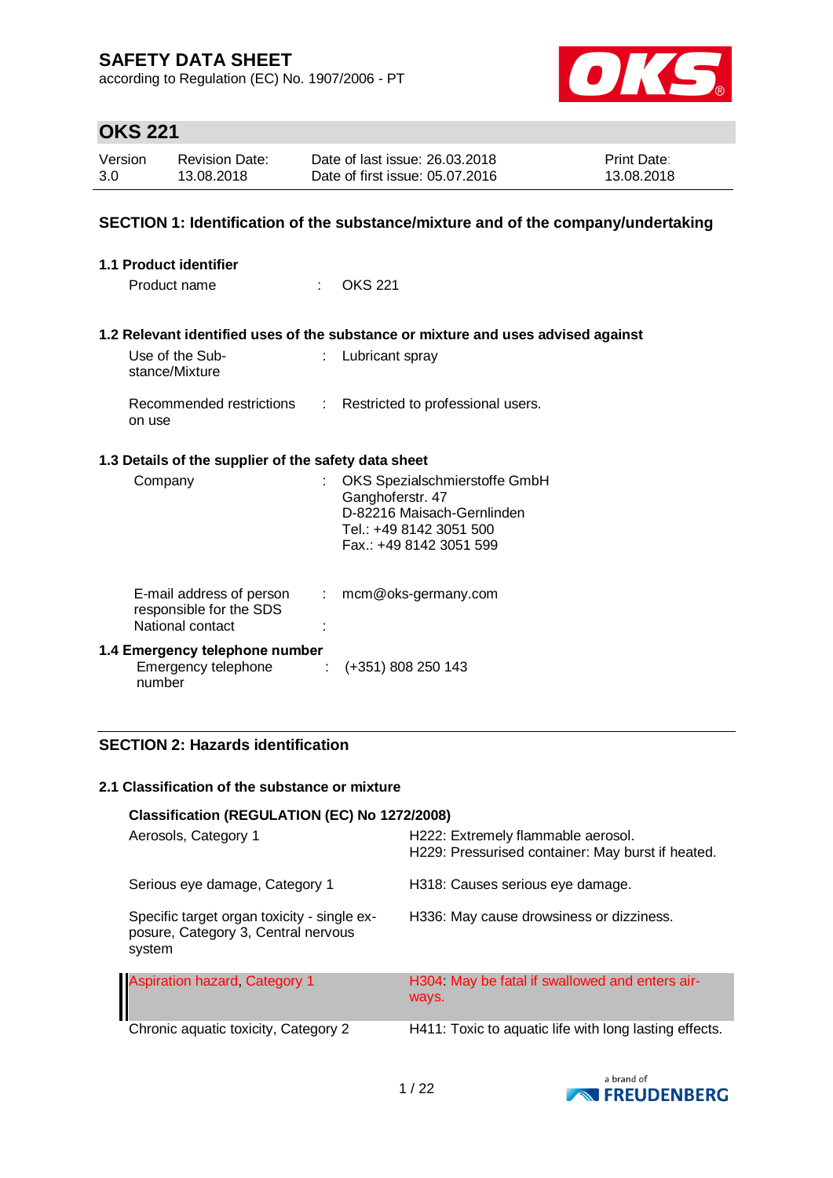# SAFETY DATA SHEET

according to Regulation (EC) No. 1907/2006 - PT

## OKS 221

| Version | Revision Date: | Date of last issue: 26.03.2018 | Print Date: |
|---|---|---|---|
| 3.0 | 13.08.2018 | Date of first issue: 05.07.2016 | 13.08.2018 |

## SECTION 1: Identification of the substance/mixture and of the company/undertaking

### 1.1 Product identifier

Product name : OKS 221

### 1.2 Relevant identified uses of the substance or mixture and uses advised against

Use of the Substance/Mixture : Lubricant spray

Recommended restrictions on use : Restricted to professional users.

### 1.3 Details of the supplier of the safety data sheet

Company : OKS Spezialschmierstoffe GmbH
Ganghoferstr. 47
D-82216 Maisach-Gernlinden
Tel.: +49 8142 3051 500
Fax.: +49 8142 3051 599

E-mail address of person responsible for the SDS : mcm@oks-germany.com

National contact :

### 1.4 Emergency telephone number

Emergency telephone number : (+351) 808 250 143

## SECTION 2: Hazards identification

### 2.1 Classification of the substance or mixture

**Classification (REGULATION (EC) No 1272/2008)**

| | |
|---|---|
| Aerosols, Category 1 | H222: Extremely flammable aerosol.<br>H229: Pressurised container: May burst if heated. |
| Serious eye damage, Category 1 | H318: Causes serious eye damage. |
| Specific target organ toxicity - single exposure, Category 3, Central nervous system | H336: May cause drowsiness or dizziness. |
| Aspiration hazard, Category 1 | H304: May be fatal if swallowed and enters airways. |
| Chronic aquatic toxicity, Category 2 | H411: Toxic to aquatic life with long lasting effects. |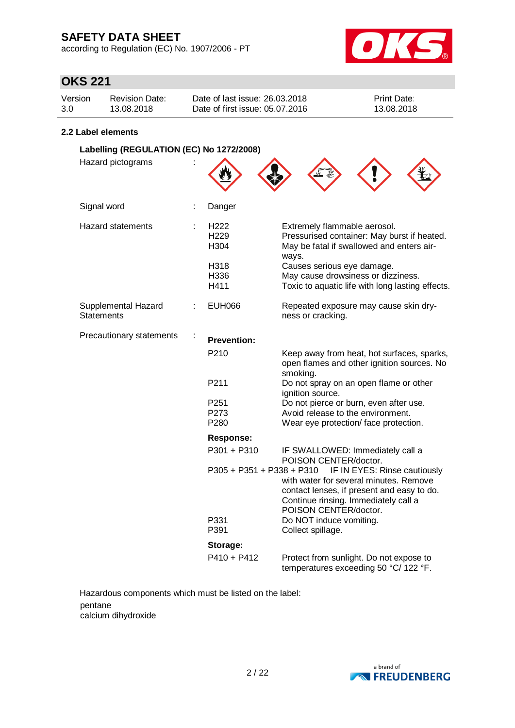## SAFETY DATA SHEET

according to Regulation (EC) No. 1907/2006 - PT

# OKS 221

| Version | Revision Date: | Date of last issue: 26.03.2018 | Print Date: |
|---|---|---|---|
| 3.0 | 13.08.2018 | Date of first issue: 05.07.2016 | 13.08.2018 |

### 2.2 Label elements

**Labelling (REGULATION (EC) No 1272/2008)**

Hazard pictograms :

Signal word : Danger

Hazard statements :

| | |
|---|---|
| H222 | Extremely flammable aerosol. |
| H229 | Pressurised container: May burst if heated. |
| H304 | May be fatal if swallowed and enters airways. |
| H318 | Causes serious eye damage. |
| H336 | May cause drowsiness or dizziness. |
| H411 | Toxic to aquatic life with long lasting effects. |

Supplemental Hazard Statements :

| | |
|---|---|
| EUH066 | Repeated exposure may cause skin dryness or cracking. |

Precautionary statements :

**Prevention:**

| | |
|---|---|
| P210 | Keep away from heat, hot surfaces, sparks, open flames and other ignition sources. No smoking. |
| P211 | Do not spray on an open flame or other ignition source. |
| P251 | Do not pierce or burn, even after use. |
| P273 | Avoid release to the environment. |
| P280 | Wear eye protection/ face protection. |

**Response:**

| | |
|---|---|
| P301 + P310 | IF SWALLOWED: Immediately call a POISON CENTER/doctor. |
| P305 + P351 + P338 + P310 | IF IN EYES: Rinse cautiously with water for several minutes. Remove contact lenses, if present and easy to do. Continue rinsing. Immediately call a POISON CENTER/doctor. |
| P331 | Do NOT induce vomiting. |
| P391 | Collect spillage. |

**Storage:**

| | |
|---|---|
| P410 + P412 | Protect from sunlight. Do not expose to temperatures exceeding 50 °C/ 122 °F. |

Hazardous components which must be listed on the label:

pentane
calcium dihydroxide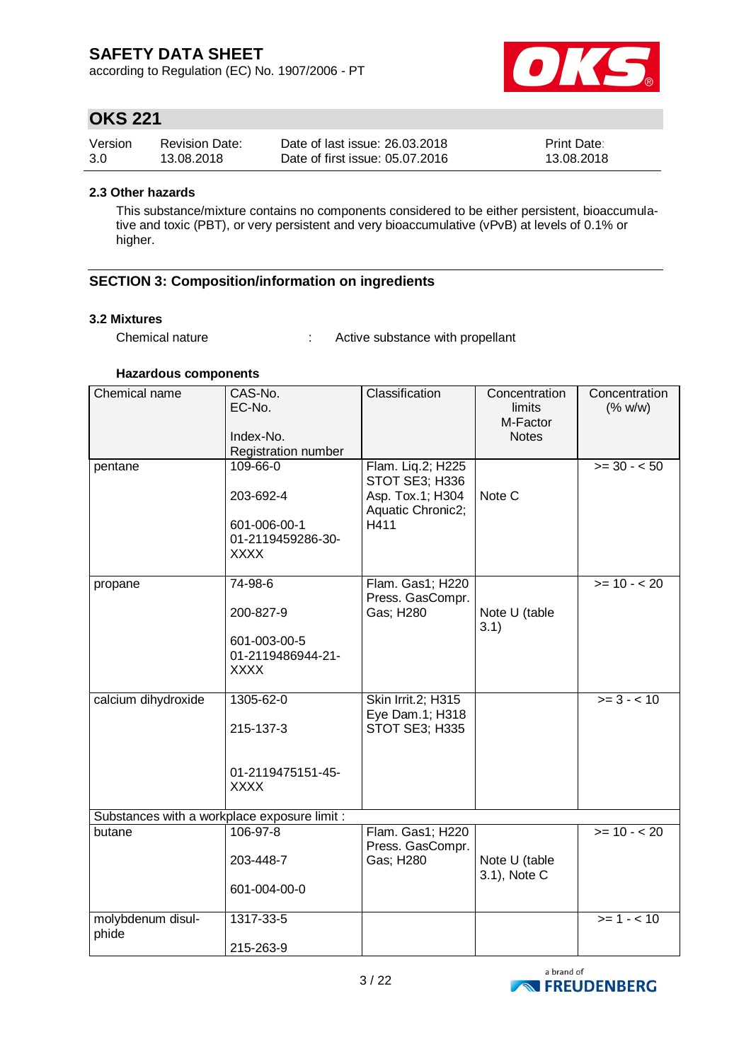### 2.3 Other hazards

This substance/mixture contains no components considered to be either persistent, bioaccumulative and toxic (PBT), or very persistent and very bioaccumulative (vPvB) at levels of 0.1% or higher.

## SECTION 3: Composition/information on ingredients

### 3.2 Mixtures

Chemical nature : Active substance with propellant

**Hazardous components**

| Chemical name | CAS-No.<br>EC-No.<br><br>Index-No.<br>Registration number | Classification | Concentration limits<br>M-Factor<br>Notes | Concentration (% w/w) |
|---|---|---|---|---|
| pentane | 109-66-0<br><br>203-692-4<br><br>601-006-00-1<br>01-2119459286-30-XXXX | Flam. Liq.2; H225<br>STOT SE3; H336<br>Asp. Tox.1; H304<br>Aquatic Chronic2; H411 | Note C | >= 30 - < 50 |
| propane | 74-98-6<br><br>200-827-9<br><br>601-003-00-5<br>01-2119486944-21-XXXX | Flam. Gas1; H220<br>Press. GasCompr. Gas; H280 | Note U (table 3.1) | >= 10 - < 20 |
| calcium dihydroxide | 1305-62-0<br><br>215-137-3<br><br><br>01-2119475151-45-XXXX | Skin Irrit.2; H315<br>Eye Dam.1; H318<br>STOT SE3; H335 | | >= 3 - < 10 |
| Substances with a workplace exposure limit : | | | | |
| butane | 106-97-8<br><br>203-448-7<br><br>601-004-00-0 | Flam. Gas1; H220<br>Press. GasCompr. Gas; H280 | Note U (table 3.1), Note C | >= 10 - < 20 |
| molybdenum disulphide | 1317-33-5<br><br>215-263-9 | | | >= 1 - < 10 |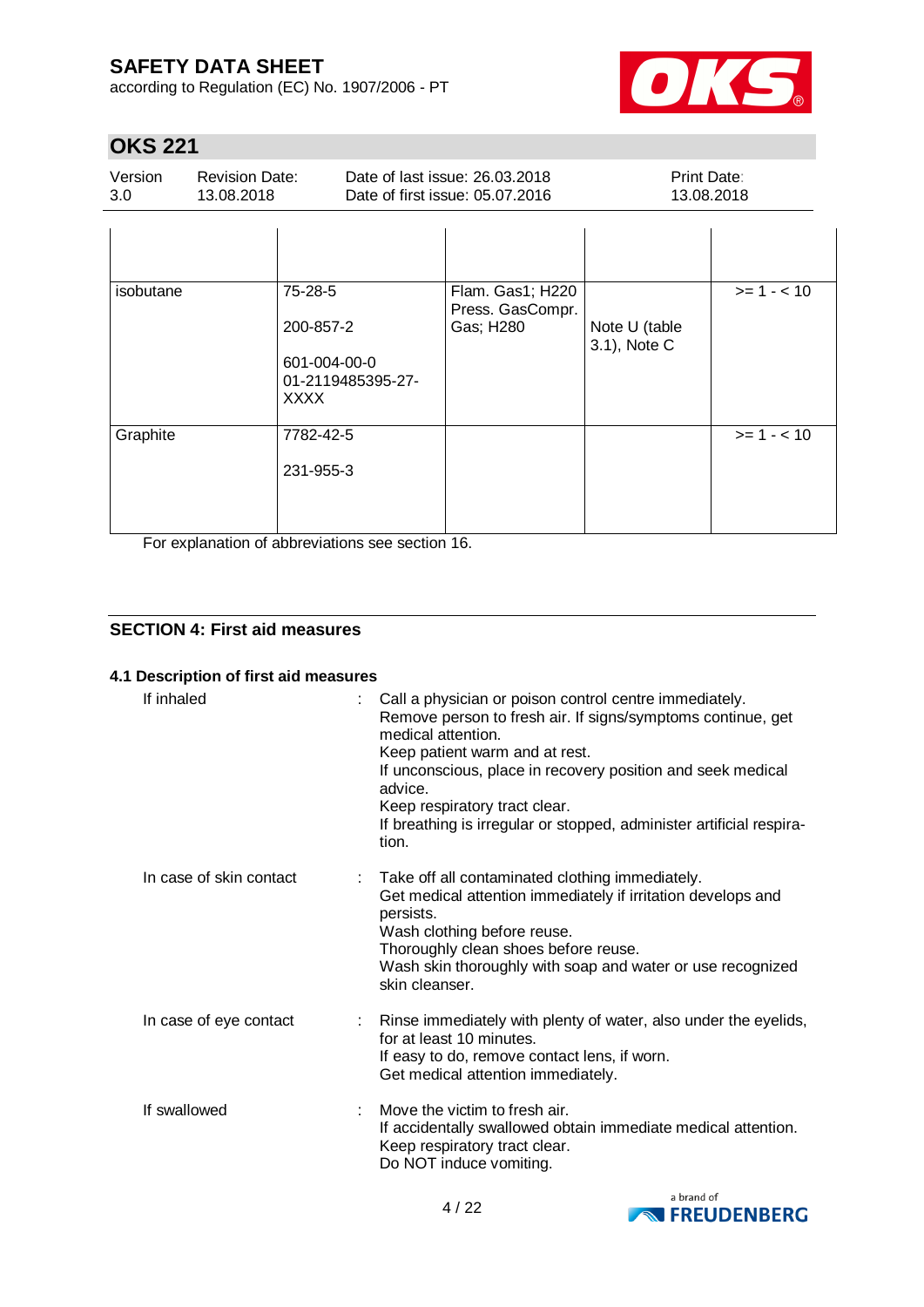| | | | | |
|---|---|---|---|---|
| isobutane | 75-28-5<br><br>200-857-2<br><br>601-004-00-0<br>01-2119485395-27-XXXX | Flam. Gas1; H220<br>Press. GasCompr. Gas; H280 | Note U (table 3.1), Note C | >= 1 - < 10 |
| Graphite | 7782-42-5<br><br>231-955-3 | | | >= 1 - < 10 |

For explanation of abbreviations see section 16.

## SECTION 4: First aid measures

### 4.1 Description of first aid measures

If inhaled : Call a physician or poison control centre immediately.
Remove person to fresh air. If signs/symptoms continue, get medical attention.
Keep patient warm and at rest.
If unconscious, place in recovery position and seek medical advice.
Keep respiratory tract clear.
If breathing is irregular or stopped, administer artificial respiration.

In case of skin contact : Take off all contaminated clothing immediately.
Get medical attention immediately if irritation develops and persists.
Wash clothing before reuse.
Thoroughly clean shoes before reuse.
Wash skin thoroughly with soap and water or use recognized skin cleanser.

In case of eye contact : Rinse immediately with plenty of water, also under the eyelids, for at least 10 minutes.
If easy to do, remove contact lens, if worn.
Get medical attention immediately.

If swallowed : Move the victim to fresh air.
If accidentally swallowed obtain immediate medical attention.
Keep respiratory tract clear.
Do NOT induce vomiting.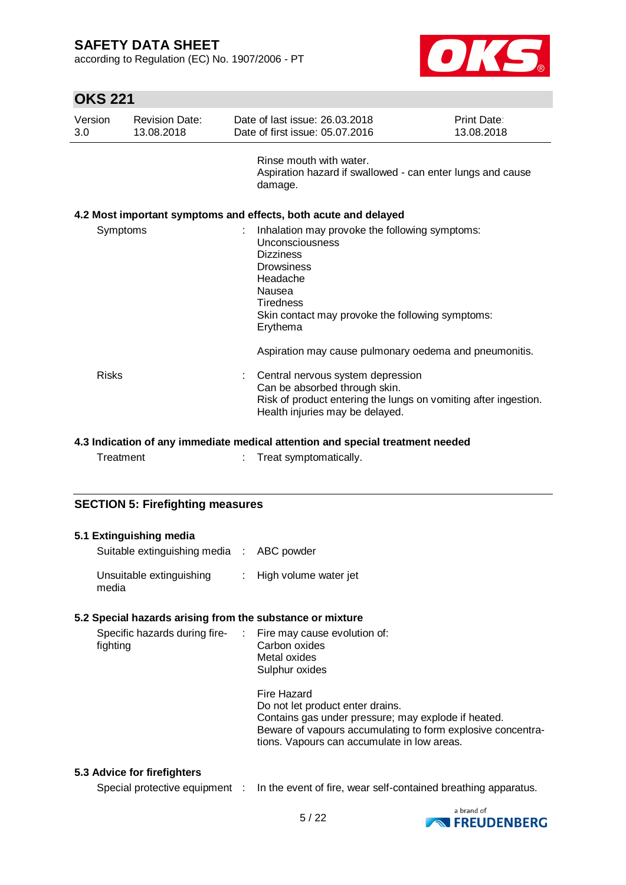Rinse mouth with water.
Aspiration hazard if swallowed - can enter lungs and cause damage.

### 4.2 Most important symptoms and effects, both acute and delayed

| | | |
|---|---|---|
| Symptoms | : | Inhalation may provoke the following symptoms:<br>Unconsciousness<br>Dizziness<br>Drowsiness<br>Headache<br>Nausea<br>Tiredness<br>Skin contact may provoke the following symptoms:<br>Erythema<br><br>Aspiration may cause pulmonary oedema and pneumonitis. |
| Risks | : | Central nervous system depression<br>Can be absorbed through skin.<br>Risk of product entering the lungs on vomiting after ingestion.<br>Health injuries may be delayed. |

### 4.3 Indication of any immediate medical attention and special treatment needed

| | | |
|---|---|---|
| Treatment | : | Treat symptomatically. |

## SECTION 5: Firefighting measures

### 5.1 Extinguishing media

| | | |
|---|---|---|
| Suitable extinguishing media | : | ABC powder |
| Unsuitable extinguishing media | : | High volume water jet |

### 5.2 Special hazards arising from the substance or mixture

| | | |
|---|---|---|
| Specific hazards during fire-fighting | : | Fire may cause evolution of:<br>Carbon oxides<br>Metal oxides<br>Sulphur oxides<br><br>Fire Hazard<br>Do not let product enter drains.<br>Contains gas under pressure; may explode if heated.<br>Beware of vapours accumulating to form explosive concentrations. Vapours can accumulate in low areas. |

### 5.3 Advice for firefighters

| | | |
|---|---|---|
| Special protective equipment | : | In the event of fire, wear self-contained breathing apparatus. |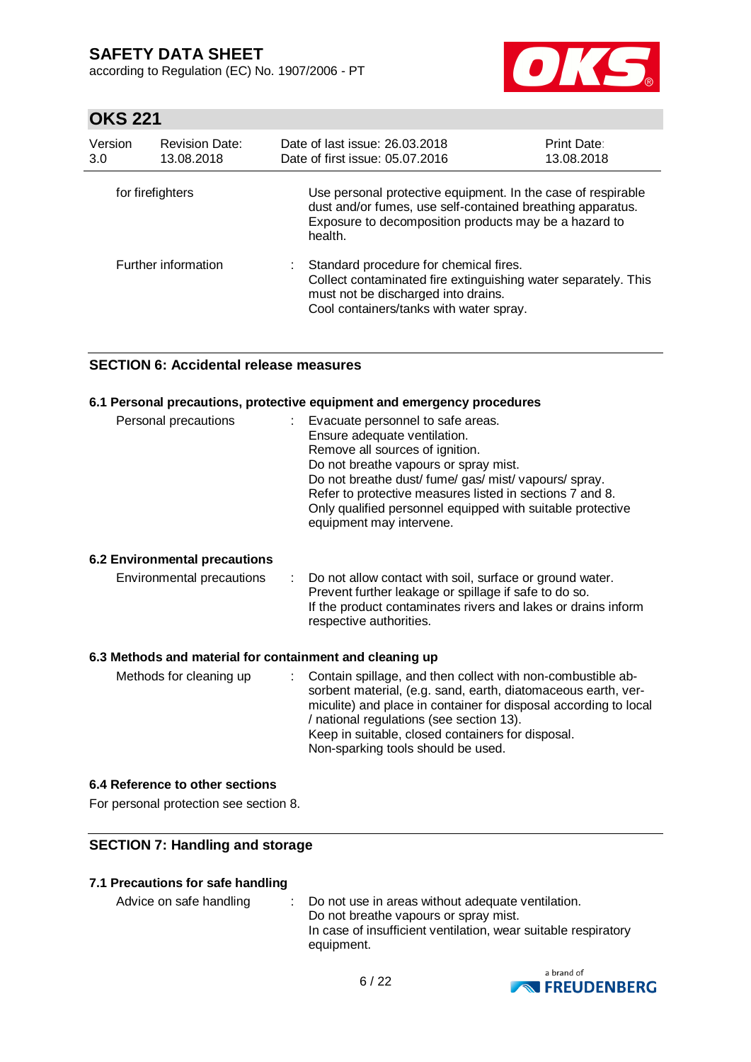| | | |
|---|---|---|
| for firefighters | | Use personal protective equipment. In the case of respirable dust and/or fumes, use self-contained breathing apparatus. Exposure to decomposition products may be a hazard to health. |
| Further information | : | Standard procedure for chemical fires. Collect contaminated fire extinguishing water separately. This must not be discharged into drains. Cool containers/tanks with water spray. |

## SECTION 6: Accidental release measures

### 6.1 Personal precautions, protective equipment and emergency procedures

| | | |
|---|---|---|
| Personal precautions | : | Evacuate personnel to safe areas. Ensure adequate ventilation. Remove all sources of ignition. Do not breathe vapours or spray mist. Do not breathe dust/ fume/ gas/ mist/ vapours/ spray. Refer to protective measures listed in sections 7 and 8. Only qualified personnel equipped with suitable protective equipment may intervene. |

### 6.2 Environmental precautions

| | | |
|---|---|---|
| Environmental precautions | : | Do not allow contact with soil, surface or ground water. Prevent further leakage or spillage if safe to do so. If the product contaminates rivers and lakes or drains inform respective authorities. |

### 6.3 Methods and material for containment and cleaning up

| | | |
|---|---|---|
| Methods for cleaning up | : | Contain spillage, and then collect with non-combustible absorbent material, (e.g. sand, earth, diatomaceous earth, vermiculite) and place in container for disposal according to local / national regulations (see section 13). Keep in suitable, closed containers for disposal. Non-sparking tools should be used. |

### 6.4 Reference to other sections

For personal protection see section 8.

## SECTION 7: Handling and storage

### 7.1 Precautions for safe handling

| | | |
|---|---|---|
| Advice on safe handling | : | Do not use in areas without adequate ventilation. Do not breathe vapours or spray mist. In case of insufficient ventilation, wear suitable respiratory equipment. |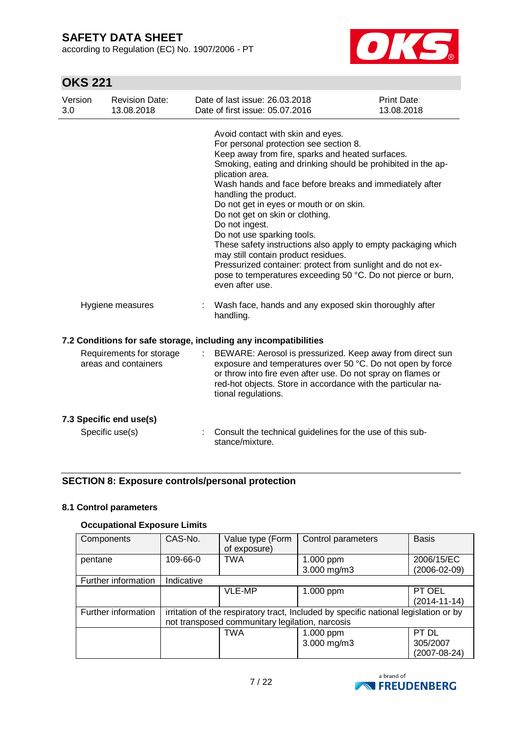Avoid contact with skin and eyes.
For personal protection see section 8.
Keep away from fire, sparks and heated surfaces.
Smoking, eating and drinking should be prohibited in the application area.
Wash hands and face before breaks and immediately after handling the product.
Do not get in eyes or mouth or on skin.
Do not get on skin or clothing.
Do not ingest.
Do not use sparking tools.
These safety instructions also apply to empty packaging which may still contain product residues.
Pressurized container: protect from sunlight and do not expose to temperatures exceeding 50 °C. Do not pierce or burn, even after use.

Hygiene measures : Wash face, hands and any exposed skin thoroughly after handling.

### 7.2 Conditions for safe storage, including any incompatibilities

Requirements for storage areas and containers : BEWARE: Aerosol is pressurized. Keep away from direct sun exposure and temperatures over 50 °C. Do not open by force or throw into fire even after use. Do not spray on flames or red-hot objects. Store in accordance with the particular national regulations.

### 7.3 Specific end use(s)

Specific use(s) : Consult the technical guidelines for the use of this substance/mixture.

## SECTION 8: Exposure controls/personal protection

### 8.1 Control parameters

**Occupational Exposure Limits**

| Components | CAS-No. | Value type (Form of exposure) | Control parameters | Basis |
|---|---|---|---|---|
| pentane | 109-66-0 | TWA | 1.000 ppm<br>3.000 mg/m3 | 2006/15/EC (2006-02-09) |
| Further information | Indicative | | | |
| | | VLE-MP | 1.000 ppm | PT OEL (2014-11-14) |
| Further information | irritation of the respiratory tract, Included by specific national legislation or by not transposed communitary legilation, narcosis | | | |
| | | TWA | 1.000 ppm<br>3.000 mg/m3 | PT DL 305/2007 (2007-08-24) |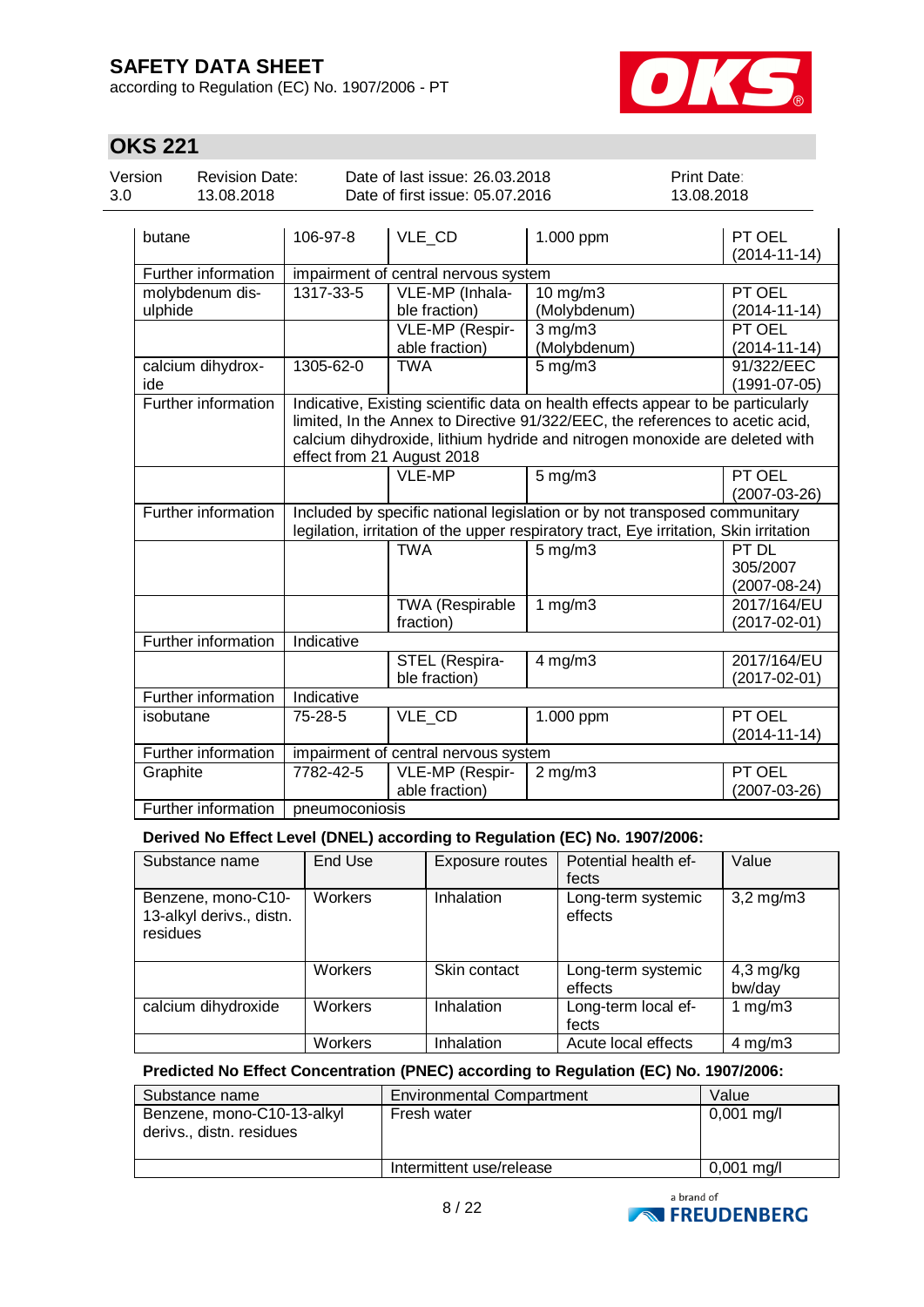| butane | 106-97-8 | VLE_CD | 1.000 ppm | PT OEL (2014-11-14) |
|---|---|---|---|---|
| Further information | impairment of central nervous system | | | |
| molybdenum disulphide | 1317-33-5 | VLE-MP (Inhalable fraction) | 10 mg/m3 (Molybdenum) | PT OEL (2014-11-14) |
| | | VLE-MP (Respirable fraction) | 3 mg/m3 (Molybdenum) | PT OEL (2014-11-14) |
| calcium dihydroxide | 1305-62-0 | TWA | 5 mg/m3 | 91/322/EEC (1991-07-05) |
| Further information | Indicative, Existing scientific data on health effects appear to be particularly limited, In the Annex to Directive 91/322/EEC, the references to acetic acid, calcium dihydroxide, lithium hydride and nitrogen monoxide are deleted with effect from 21 August 2018 | | | |
| | | VLE-MP | 5 mg/m3 | PT OEL (2007-03-26) |
| Further information | Included by specific national legislation or by not transposed communitary legilation, irritation of the upper respiratory tract, Eye irritation, Skin irritation | | | |
| | | TWA | 5 mg/m3 | PT DL 305/2007 (2007-08-24) |
| | | TWA (Respirable fraction) | 1 mg/m3 | 2017/164/EU (2017-02-01) |
| Further information | Indicative | | | |
| | | STEL (Respirable fraction) | 4 mg/m3 | 2017/164/EU (2017-02-01) |
| Further information | Indicative | | | |
| isobutane | 75-28-5 | VLE_CD | 1.000 ppm | PT OEL (2014-11-14) |
| Further information | impairment of central nervous system | | | |
| Graphite | 7782-42-5 | VLE-MP (Respirable fraction) | 2 mg/m3 | PT OEL (2007-03-26) |
| Further information | pneumoconiosis | | | |

**Derived No Effect Level (DNEL) according to Regulation (EC) No. 1907/2006:**

| Substance name | End Use | Exposure routes | Potential health effects | Value |
|---|---|---|---|---|
| Benzene, mono-C10-13-alkyl derivs., distn. residues | Workers | Inhalation | Long-term systemic effects | 3,2 mg/m3 |
| | Workers | Skin contact | Long-term systemic effects | 4,3 mg/kg bw/day |
| calcium dihydroxide | Workers | Inhalation | Long-term local effects | 1 mg/m3 |
| | Workers | Inhalation | Acute local effects | 4 mg/m3 |

**Predicted No Effect Concentration (PNEC) according to Regulation (EC) No. 1907/2006:**

| Substance name | Environmental Compartment | Value |
|---|---|---|
| Benzene, mono-C10-13-alkyl derivs., distn. residues | Fresh water | 0,001 mg/l |
| | Intermittent use/release | 0,001 mg/l |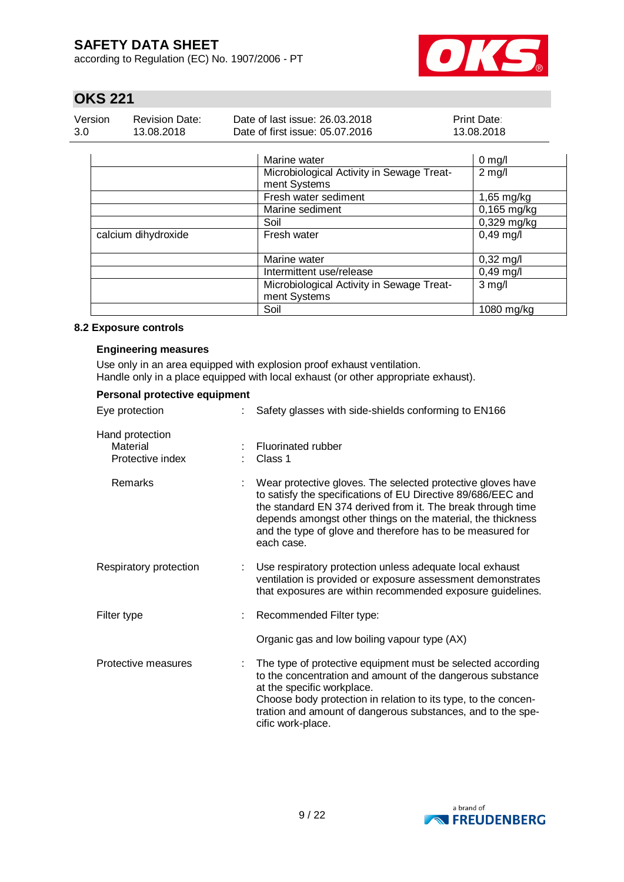| | | |
|---|---|---|
| | Marine water | 0 mg/l |
| | Microbiological Activity in Sewage Treatment Systems | 2 mg/l |
| | Fresh water sediment | 1,65 mg/kg |
| | Marine sediment | 0,165 mg/kg |
| | Soil | 0,329 mg/kg |
| calcium dihydroxide | Fresh water | 0,49 mg/l |
| | Marine water | 0,32 mg/l |
| | Intermittent use/release | 0,49 mg/l |
| | Microbiological Activity in Sewage Treatment Systems | 3 mg/l |
| | Soil | 1080 mg/kg |

### 8.2 Exposure controls

**Engineering measures**

Use only in an area equipped with explosion proof exhaust ventilation.
Handle only in a place equipped with local exhaust (or other appropriate exhaust).

**Personal protective equipment**

Eye protection : Safety glasses with side-shields conforming to EN166

Hand protection
- Material : Fluorinated rubber
- Protective index : Class 1
- Remarks : Wear protective gloves. The selected protective gloves have to satisfy the specifications of EU Directive 89/686/EEC and the standard EN 374 derived from it. The break through time depends amongst other things on the material, the thickness and the type of glove and therefore has to be measured for each case.

Respiratory protection : Use respiratory protection unless adequate local exhaust ventilation is provided or exposure assessment demonstrates that exposures are within recommended exposure guidelines.

Filter type : Recommended Filter type:

Organic gas and low boiling vapour type (AX)

Protective measures : The type of protective equipment must be selected according to the concentration and amount of the dangerous substance at the specific workplace.
Choose body protection in relation to its type, to the concentration and amount of dangerous substances, and to the specific work-place.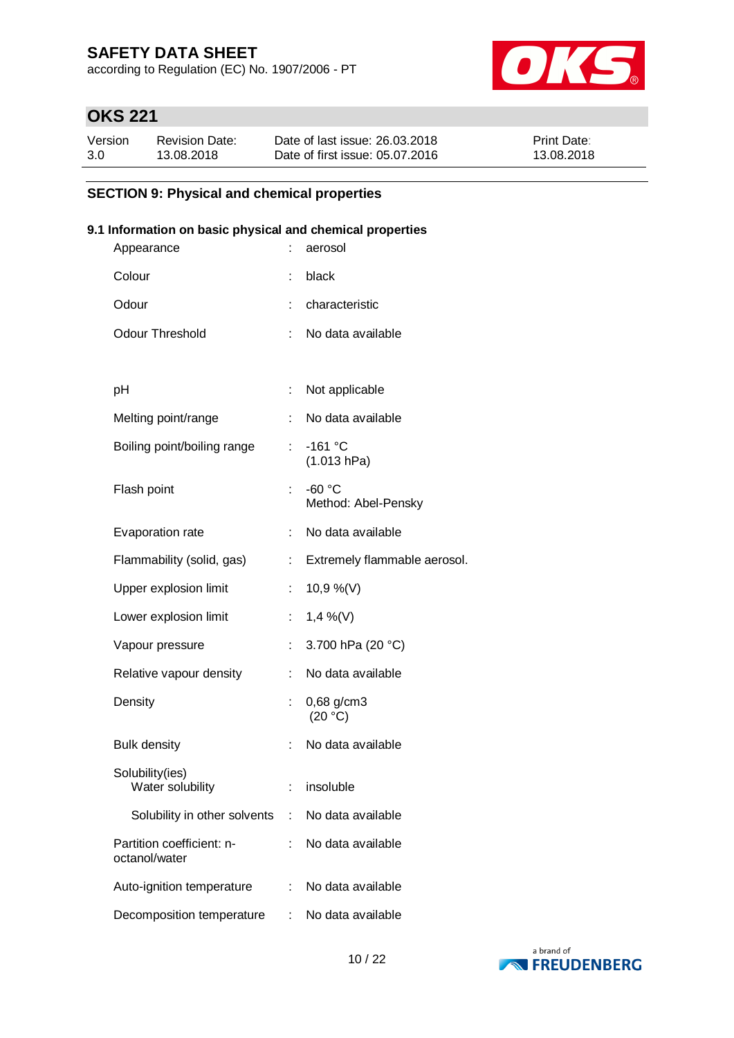## SECTION 9: Physical and chemical properties

### 9.1 Information on basic physical and chemical properties

| Property | | Value |
|---|---|---|
| Appearance | : | aerosol |
| Colour | : | black |
| Odour | : | characteristic |
| Odour Threshold | : | No data available |
| pH | : | Not applicable |
| Melting point/range | : | No data available |
| Boiling point/boiling range | : | -161 °C (1.013 hPa) |
| Flash point | : | -60 °C Method: Abel-Pensky |
| Evaporation rate | : | No data available |
| Flammability (solid, gas) | : | Extremely flammable aerosol. |
| Upper explosion limit | : | 10,9 %(V) |
| Lower explosion limit | : | 1,4 %(V) |
| Vapour pressure | : | 3.700 hPa (20 °C) |
| Relative vapour density | : | No data available |
| Density | : | 0,68 g/cm3 (20 °C) |
| Bulk density | : | No data available |
| Solubility(ies) Water solubility | : | insoluble |
| Solubility in other solvents | : | No data available |
| Partition coefficient: n-octanol/water | : | No data available |
| Auto-ignition temperature | : | No data available |
| Decomposition temperature | : | No data available |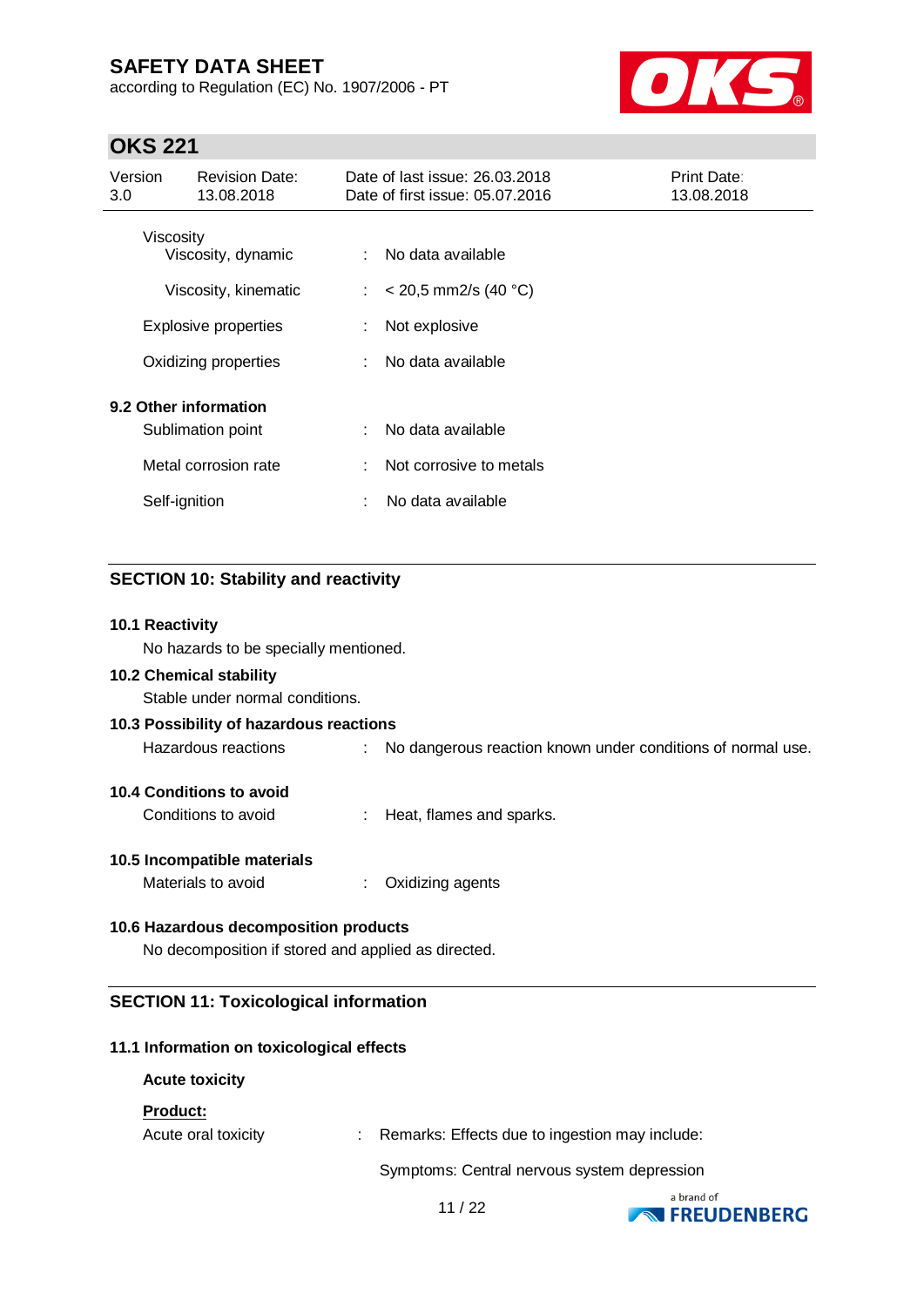Viscosity

| | | |
|---|---|---|
| Viscosity, dynamic | : | No data available |
| Viscosity, kinematic | : | < 20,5 mm2/s (40 °C) |
| Explosive properties | : | Not explosive |
| Oxidizing properties | : | No data available |

**9.2 Other information**

| | | |
|---|---|---|
| Sublimation point | : | No data available |
| Metal corrosion rate | : | Not corrosive to metals |
| Self-ignition | : | No data available |

## SECTION 10: Stability and reactivity

**10.1 Reactivity**

No hazards to be specially mentioned.

**10.2 Chemical stability**

Stable under normal conditions.

**10.3 Possibility of hazardous reactions**

Hazardous reactions : No dangerous reaction known under conditions of normal use.

**10.4 Conditions to avoid**

Conditions to avoid : Heat, flames and sparks.

**10.5 Incompatible materials**

Materials to avoid : Oxidizing agents

**10.6 Hazardous decomposition products**

No decomposition if stored and applied as directed.

## SECTION 11: Toxicological information

**11.1 Information on toxicological effects**

**Acute toxicity**

**Product:**

Acute oral toxicity : Remarks: Effects due to ingestion may include:

Symptoms: Central nervous system depression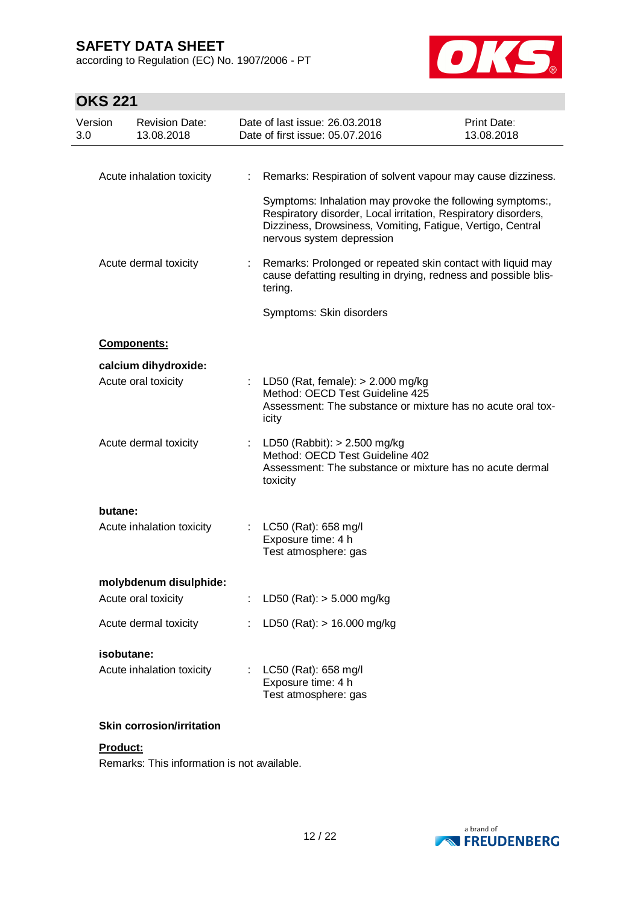| | | |
|---|---|---|
| Acute inhalation toxicity | : | Remarks: Respiration of solvent vapour may cause dizziness.<br><br>Symptoms: Inhalation may provoke the following symptoms:, Respiratory disorder, Local irritation, Respiratory disorders, Dizziness, Drowsiness, Vomiting, Fatigue, Vertigo, Central nervous system depression |
| Acute dermal toxicity | : | Remarks: Prolonged or repeated skin contact with liquid may cause defatting resulting in drying, redness and possible blistering.<br><br>Symptoms: Skin disorders |

**Components:**

**calcium dihydroxide:**

| | | |
|---|---|---|
| Acute oral toxicity | : | LD50 (Rat, female): > 2.000 mg/kg<br>Method: OECD Test Guideline 425<br>Assessment: The substance or mixture has no acute oral toxicity |
| Acute dermal toxicity | : | LD50 (Rabbit): > 2.500 mg/kg<br>Method: OECD Test Guideline 402<br>Assessment: The substance or mixture has no acute dermal toxicity |

**butane:**

| | | |
|---|---|---|
| Acute inhalation toxicity | : | LC50 (Rat): 658 mg/l<br>Exposure time: 4 h<br>Test atmosphere: gas |

**molybdenum disulphide:**

| | | |
|---|---|---|
| Acute oral toxicity | : | LD50 (Rat): > 5.000 mg/kg |
| Acute dermal toxicity | : | LD50 (Rat): > 16.000 mg/kg |

**isobutane:**

| | | |
|---|---|---|
| Acute inhalation toxicity | : | LC50 (Rat): 658 mg/l<br>Exposure time: 4 h<br>Test atmosphere: gas |

**Skin corrosion/irritation**

**Product:**

Remarks: This information is not available.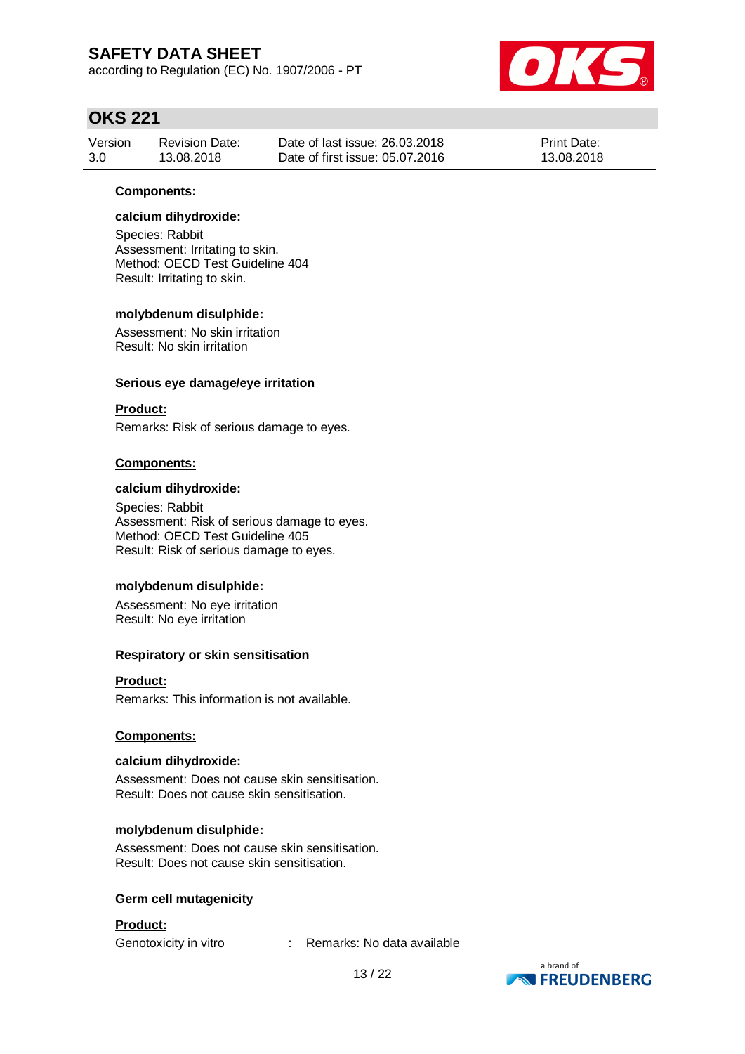**Components:**

**calcium dihydroxide:**

Species: Rabbit
Assessment: Irritating to skin.
Method: OECD Test Guideline 404
Result: Irritating to skin.

**molybdenum disulphide:**

Assessment: No skin irritation
Result: No skin irritation

**Serious eye damage/eye irritation**

**Product:**

Remarks: Risk of serious damage to eyes.

**Components:**

**calcium dihydroxide:**

Species: Rabbit
Assessment: Risk of serious damage to eyes.
Method: OECD Test Guideline 405
Result: Risk of serious damage to eyes.

**molybdenum disulphide:**

Assessment: No eye irritation
Result: No eye irritation

**Respiratory or skin sensitisation**

**Product:**

Remarks: This information is not available.

**Components:**

**calcium dihydroxide:**

Assessment: Does not cause skin sensitisation.
Result: Does not cause skin sensitisation.

**molybdenum disulphide:**

Assessment: Does not cause skin sensitisation.
Result: Does not cause skin sensitisation.

**Germ cell mutagenicity**

**Product:**

Genotoxicity in vitro : Remarks: No data available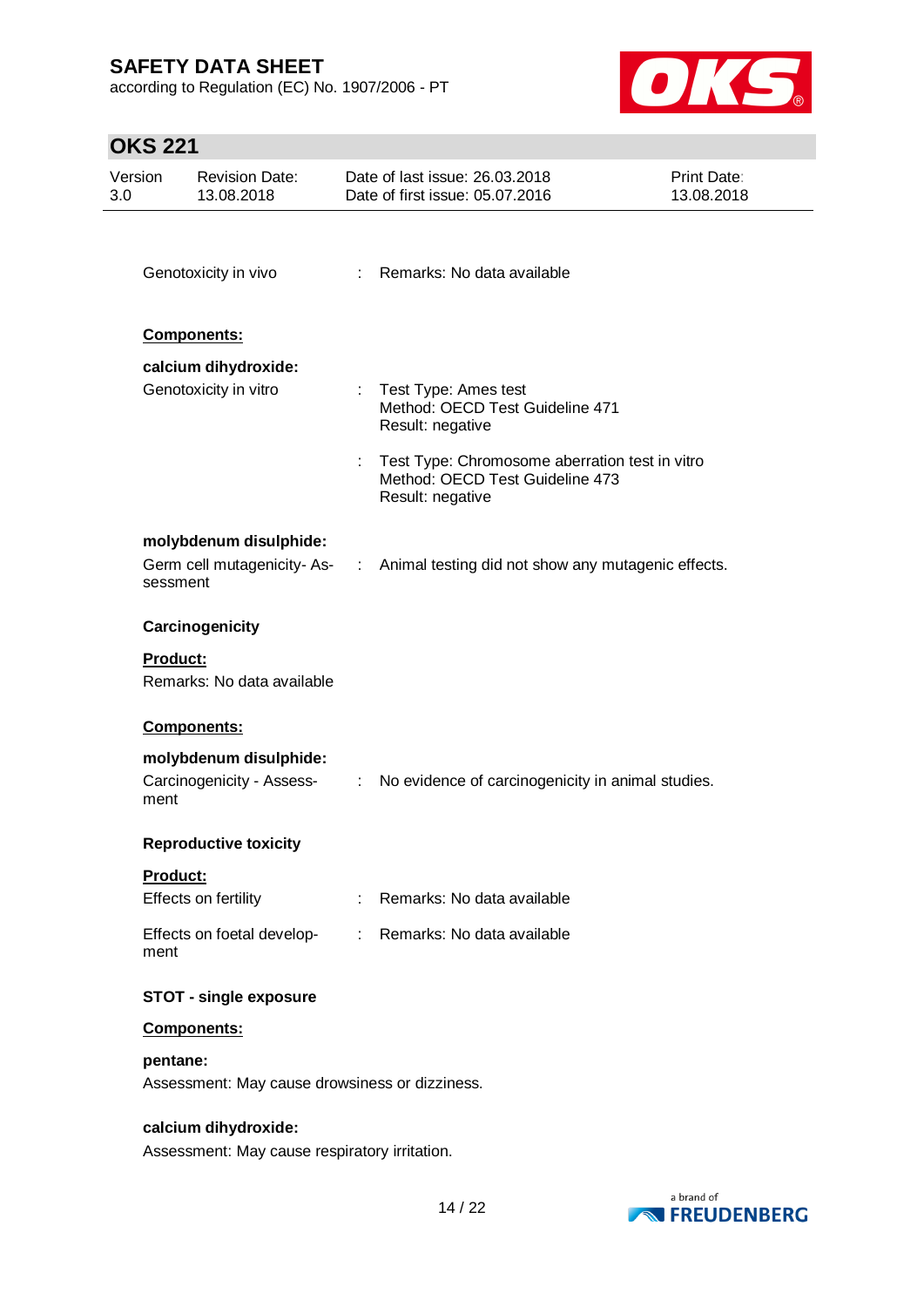Genotoxicity in vivo : Remarks: No data available

**Components:**

**calcium dihydroxide:**

Genotoxicity in vitro : Test Type: Ames test
Method: OECD Test Guideline 471
Result: negative

: Test Type: Chromosome aberration test in vitro
Method: OECD Test Guideline 473
Result: negative

**molybdenum disulphide:**

Germ cell mutagenicity- Assessment : Animal testing did not show any mutagenic effects.

**Carcinogenicity**

**Product:**

Remarks: No data available

**Components:**

**molybdenum disulphide:**

Carcinogenicity - Assessment : No evidence of carcinogenicity in animal studies.

**Reproductive toxicity**

**Product:**

Effects on fertility : Remarks: No data available

Effects on foetal development : Remarks: No data available

**STOT - single exposure**

**Components:**

**pentane:**

Assessment: May cause drowsiness or dizziness.

**calcium dihydroxide:**

Assessment: May cause respiratory irritation.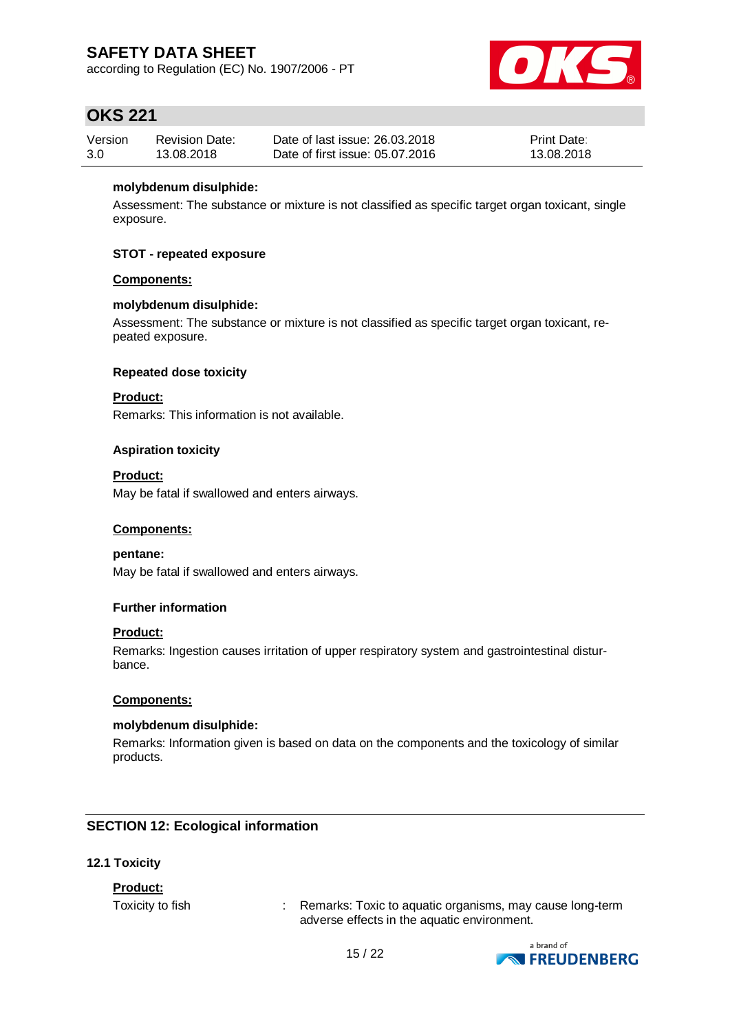**molybdenum disulphide:**

Assessment: The substance or mixture is not classified as specific target organ toxicant, single exposure.

**STOT - repeated exposure**

**Components:**

**molybdenum disulphide:**

Assessment: The substance or mixture is not classified as specific target organ toxicant, repeated exposure.

**Repeated dose toxicity**

**Product:**

Remarks: This information is not available.

**Aspiration toxicity**

**Product:**

May be fatal if swallowed and enters airways.

**Components:**

**pentane:**

May be fatal if swallowed and enters airways.

**Further information**

**Product:**

Remarks: Ingestion causes irritation of upper respiratory system and gastrointestinal disturbance.

**Components:**

**molybdenum disulphide:**

Remarks: Information given is based on data on the components and the toxicology of similar products.

## SECTION 12: Ecological information

### 12.1 Toxicity

**Product:**

Toxicity to fish : Remarks: Toxic to aquatic organisms, may cause long-term adverse effects in the aquatic environment.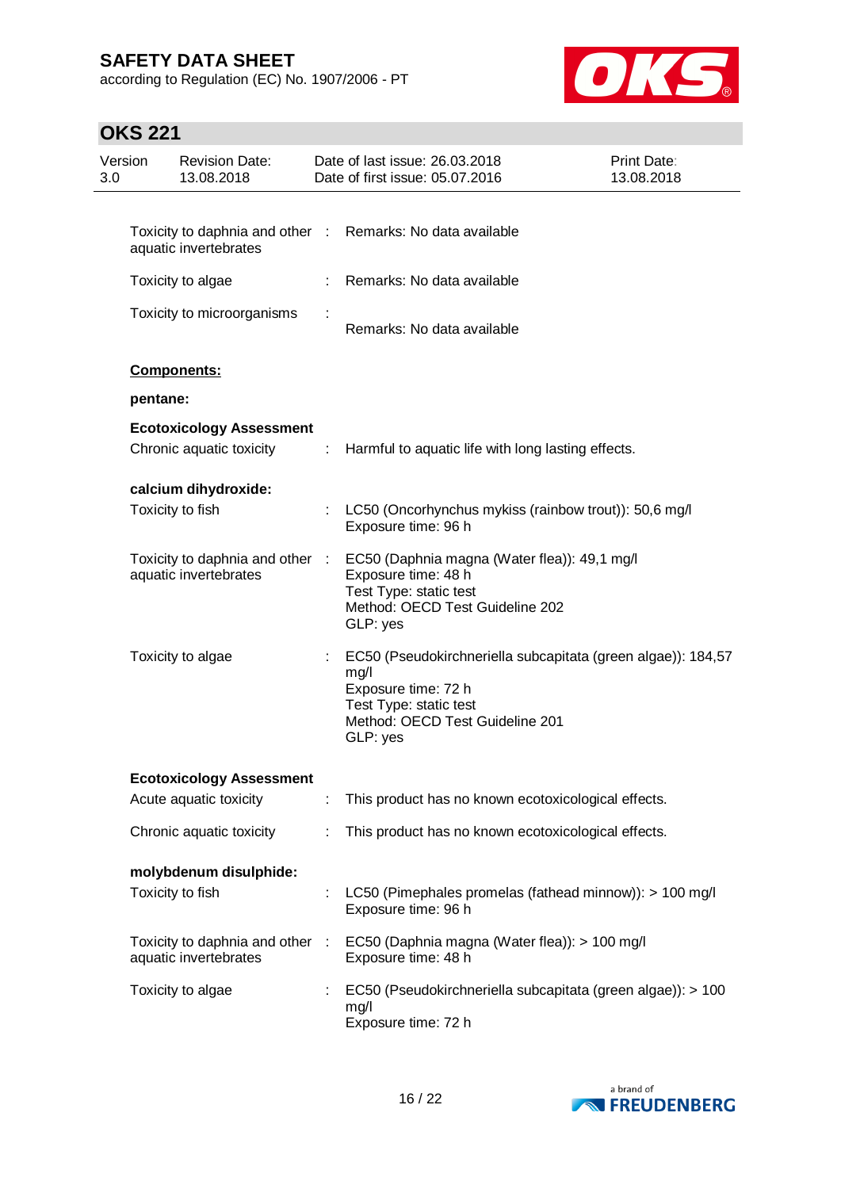Toxicity to daphnia and other aquatic invertebrates : Remarks: No data available

Toxicity to algae : Remarks: No data available

Toxicity to microorganisms : Remarks: No data available

**Components:**

**pentane:**

**Ecotoxicology Assessment**

Chronic aquatic toxicity : Harmful to aquatic life with long lasting effects.

**calcium dihydroxide:**

Toxicity to fish : LC50 (Oncorhynchus mykiss (rainbow trout)): 50,6 mg/l
Exposure time: 96 h

Toxicity to daphnia and other aquatic invertebrates : EC50 (Daphnia magna (Water flea)): 49,1 mg/l
Exposure time: 48 h
Test Type: static test
Method: OECD Test Guideline 202
GLP: yes

Toxicity to algae : EC50 (Pseudokirchneriella subcapitata (green algae)): 184,57 mg/l
Exposure time: 72 h
Test Type: static test
Method: OECD Test Guideline 201
GLP: yes

**Ecotoxicology Assessment**

Acute aquatic toxicity : This product has no known ecotoxicological effects.

Chronic aquatic toxicity : This product has no known ecotoxicological effects.

**molybdenum disulphide:**

Toxicity to fish : LC50 (Pimephales promelas (fathead minnow)): > 100 mg/l
Exposure time: 96 h

Toxicity to daphnia and other aquatic invertebrates : EC50 (Daphnia magna (Water flea)): > 100 mg/l
Exposure time: 48 h

Toxicity to algae : EC50 (Pseudokirchneriella subcapitata (green algae)): > 100 mg/l
Exposure time: 72 h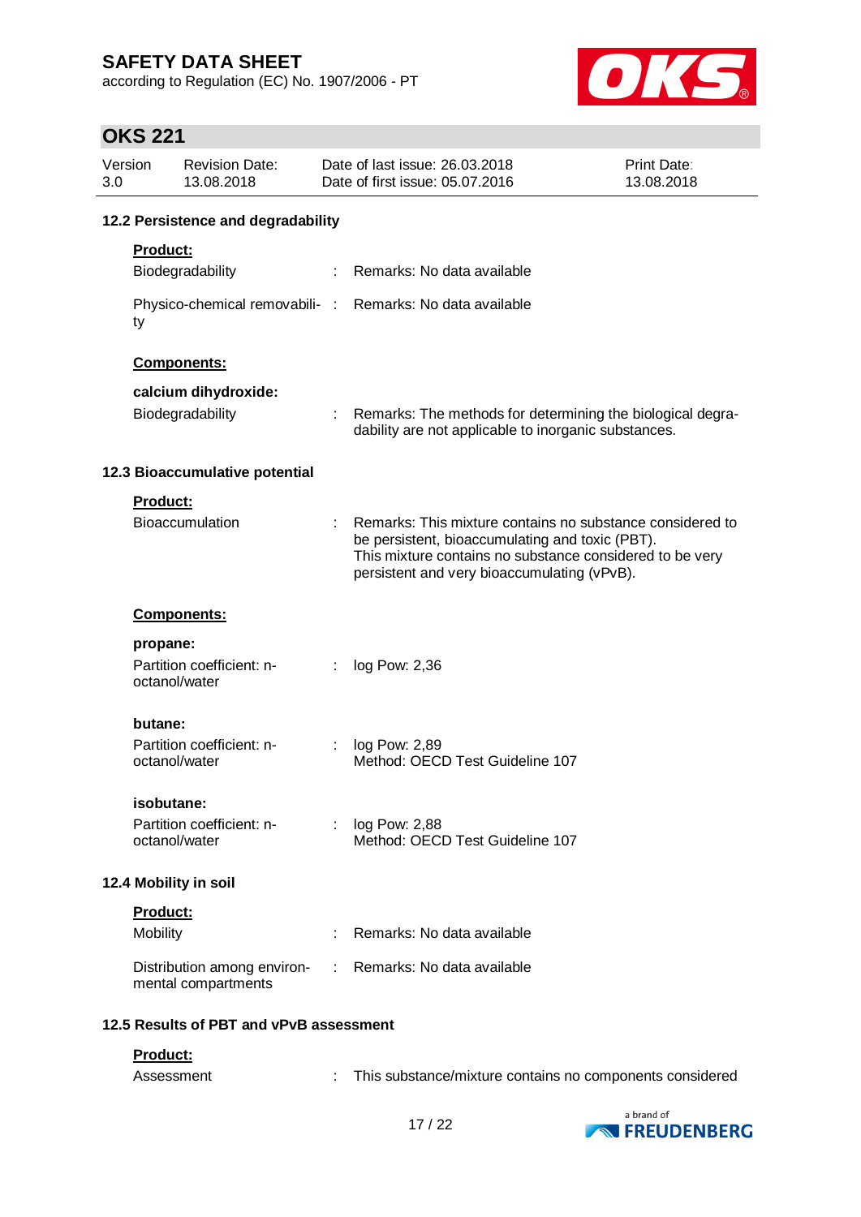### 12.2 Persistence and degradability

**Product:**

Biodegradability : Remarks: No data available

Physico-chemical removability : Remarks: No data available

**Components:**

**calcium dihydroxide:**

Biodegradability : Remarks: The methods for determining the biological degradability are not applicable to inorganic substances.

### 12.3 Bioaccumulative potential

**Product:**

Bioaccumulation : Remarks: This mixture contains no substance considered to be persistent, bioaccumulating and toxic (PBT).
This mixture contains no substance considered to be very persistent and very bioaccumulating (vPvB).

**Components:**

**propane:**

Partition coefficient: n-octanol/water : log Pow: 2,36

**butane:**

Partition coefficient: n-octanol/water : log Pow: 2,89
Method: OECD Test Guideline 107

**isobutane:**

Partition coefficient: n-octanol/water : log Pow: 2,88
Method: OECD Test Guideline 107

### 12.4 Mobility in soil

**Product:**

Mobility : Remarks: No data available

Distribution among environmental compartments : Remarks: No data available

### 12.5 Results of PBT and vPvB assessment

**Product:**

Assessment : This substance/mixture contains no components considered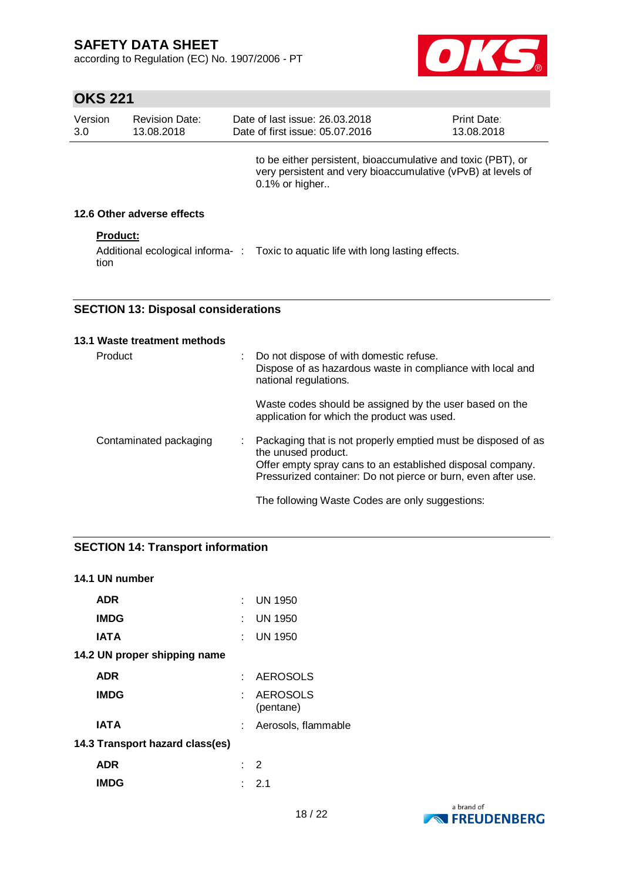to be either persistent, bioaccumulative and toxic (PBT), or very persistent and very bioaccumulative (vPvB) at levels of 0.1% or higher..

### 12.6 Other adverse effects

**Product:**

| | | |
|---|---|---|
| Additional ecological information | : | Toxic to aquatic life with long lasting effects. |

## SECTION 13: Disposal considerations

### 13.1 Waste treatment methods

| | | |
|---|---|---|
| Product | : | Do not dispose of with domestic refuse.<br>Dispose of as hazardous waste in compliance with local and national regulations.<br><br>Waste codes should be assigned by the user based on the application for which the product was used. |
| Contaminated packaging | : | Packaging that is not properly emptied must be disposed of as the unused product.<br>Offer empty spray cans to an established disposal company.<br>Pressurized container: Do not pierce or burn, even after use.<br><br>The following Waste Codes are only suggestions: |

## SECTION 14: Transport information

### 14.1 UN number

| | | |
|---|---|---|
| **ADR** | : | UN 1950 |
| **IMDG** | : | UN 1950 |
| **IATA** | : | UN 1950 |

### 14.2 UN proper shipping name

| | | |
|---|---|---|
| **ADR** | : | AEROSOLS |
| **IMDG** | : | AEROSOLS (pentane) |
| **IATA** | : | Aerosols, flammable |

### 14.3 Transport hazard class(es)

| | | |
|---|---|---|
| **ADR** | : | 2 |
| **IMDG** | : | 2.1 |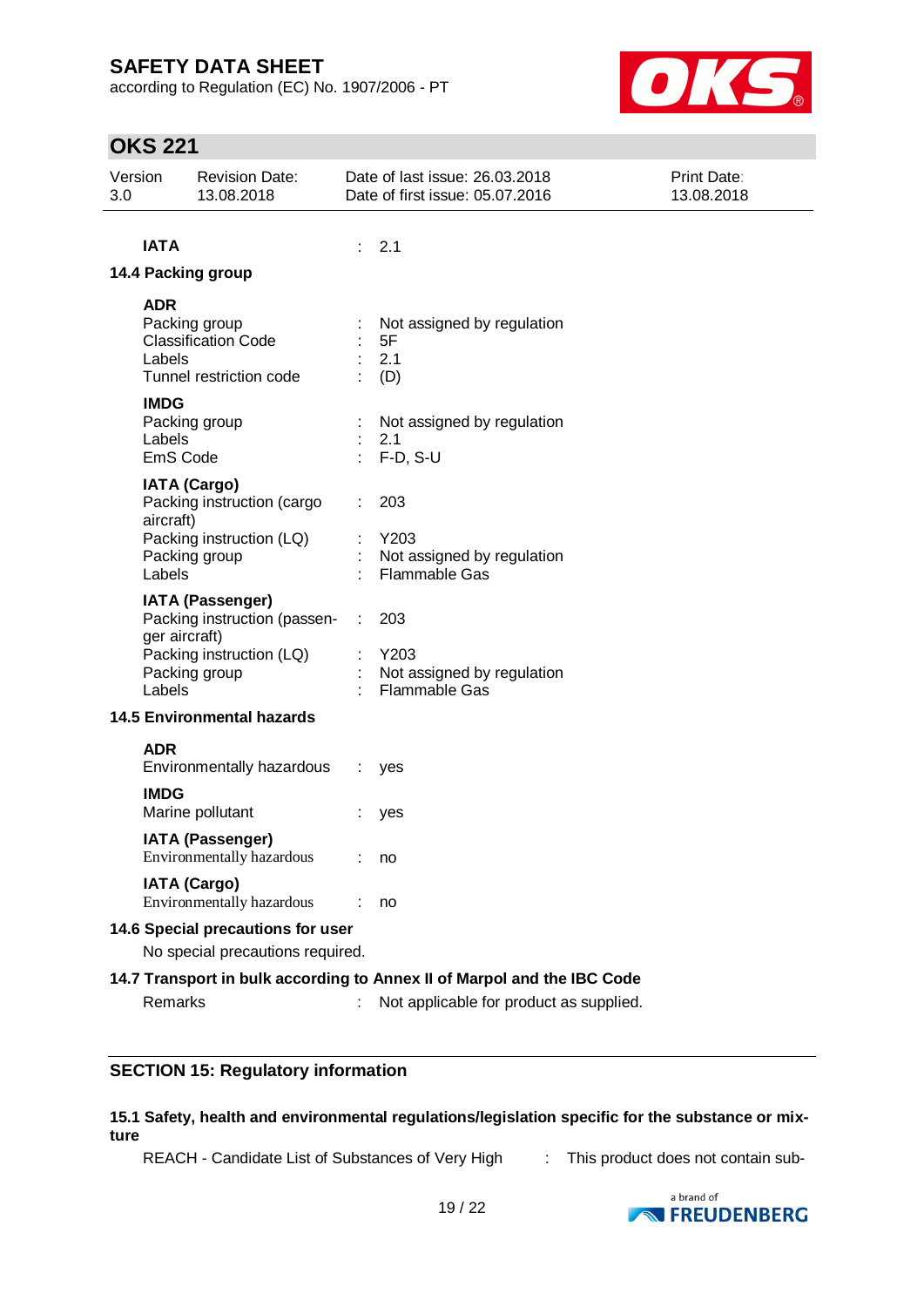**IATA** : 2.1

**14.4 Packing group**

**ADR**

| | |
|---|---|
| Packing group | : Not assigned by regulation |
| Classification Code | : 5F |
| Labels | : 2.1 |
| Tunnel restriction code | : (D) |

**IMDG**

| | |
|---|---|
| Packing group | : Not assigned by regulation |
| Labels | : 2.1 |
| EmS Code | : F-D, S-U |

**IATA (Cargo)**

| | |
|---|---|
| Packing instruction (cargo aircraft) | : 203 |
| Packing instruction (LQ) | : Y203 |
| Packing group | : Not assigned by regulation |
| Labels | : Flammable Gas |

**IATA (Passenger)**

| | |
|---|---|
| Packing instruction (passenger aircraft) | : 203 |
| Packing instruction (LQ) | : Y203 |
| Packing group | : Not assigned by regulation |
| Labels | : Flammable Gas |

**14.5 Environmental hazards**

**ADR**

Environmentally hazardous : yes

**IMDG**

Marine pollutant : yes

**IATA (Passenger)**

Environmentally hazardous : no

**IATA (Cargo)**

Environmentally hazardous : no

**14.6 Special precautions for user**

No special precautions required.

**14.7 Transport in bulk according to Annex II of Marpol and the IBC Code**

Remarks : Not applicable for product as supplied.

## SECTION 15: Regulatory information

**15.1 Safety, health and environmental regulations/legislation specific for the substance or mixture**

REACH - Candidate List of Substances of Very High : This product does not contain sub-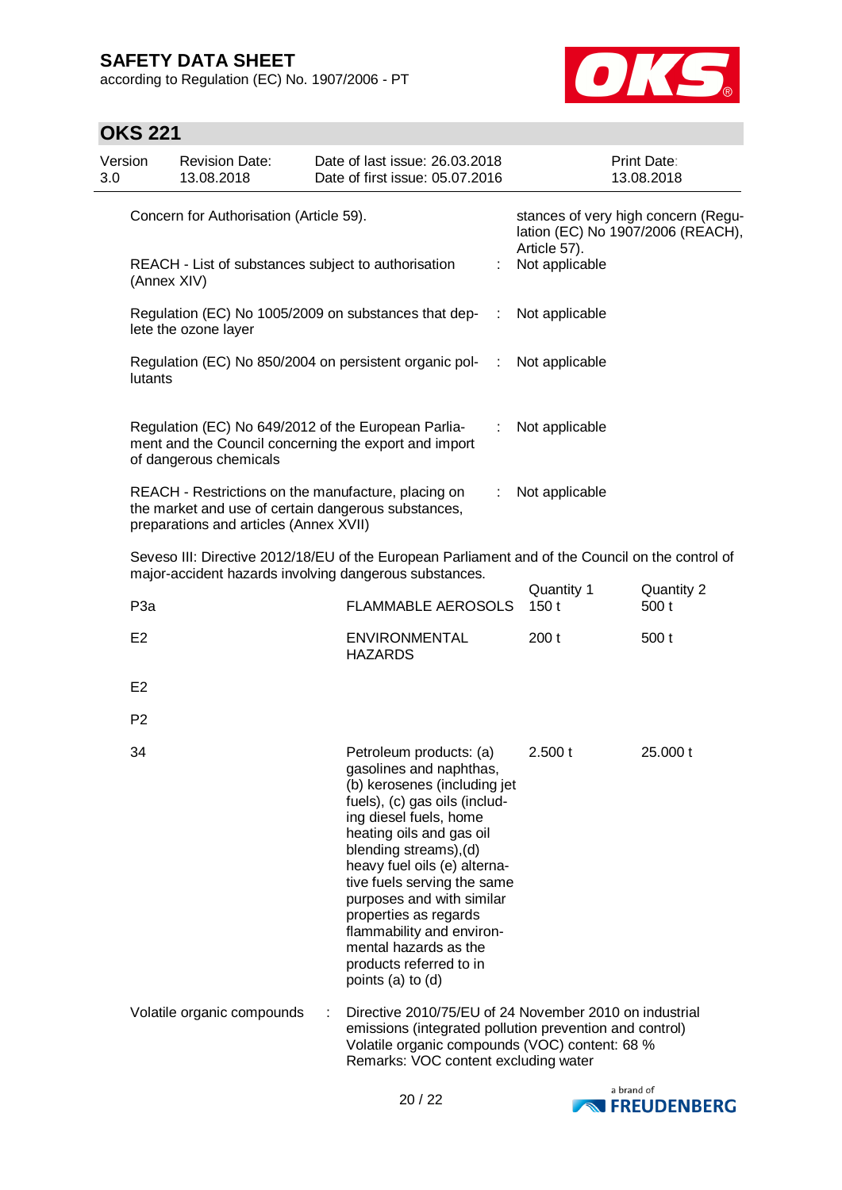| | | |
|---|---|---|
| Concern for Authorisation (Article 59). | | stances of very high concern (Regulation (EC) No 1907/2006 (REACH), Article 57). |
| REACH - List of substances subject to authorisation (Annex XIV) | : | Not applicable |
| Regulation (EC) No 1005/2009 on substances that deplete the ozone layer | : | Not applicable |
| Regulation (EC) No 850/2004 on persistent organic pollutants | : | Not applicable |
| Regulation (EC) No 649/2012 of the European Parliament and the Council concerning the export and import of dangerous chemicals | : | Not applicable |
| REACH - Restrictions on the manufacture, placing on the market and use of certain dangerous substances, preparations and articles (Annex XVII) | : | Not applicable |

Seveso III: Directive 2012/18/EU of the European Parliament and of the Council on the control of major-accident hazards involving dangerous substances.

| | | Quantity 1 | Quantity 2 |
|---|---|---|---|
| P3a | FLAMMABLE AEROSOLS | 150 t | 500 t |
| E2 | ENVIRONMENTAL HAZARDS | 200 t | 500 t |
| E2 | | | |
| P2 | | | |
| 34 | Petroleum products: (a) gasolines and naphthas, (b) kerosenes (including jet fuels), (c) gas oils (including diesel fuels, home heating oils and gas oil blending streams),(d) heavy fuel oils (e) alternative fuels serving the same purposes and with similar properties as regards flammability and environmental hazards as the products referred to in points (a) to (d) | 2.500 t | 25.000 t |

Volatile organic compounds : Directive 2010/75/EU of 24 November 2010 on industrial emissions (integrated pollution prevention and control)
Volatile organic compounds (VOC) content: 68 %
Remarks: VOC content excluding water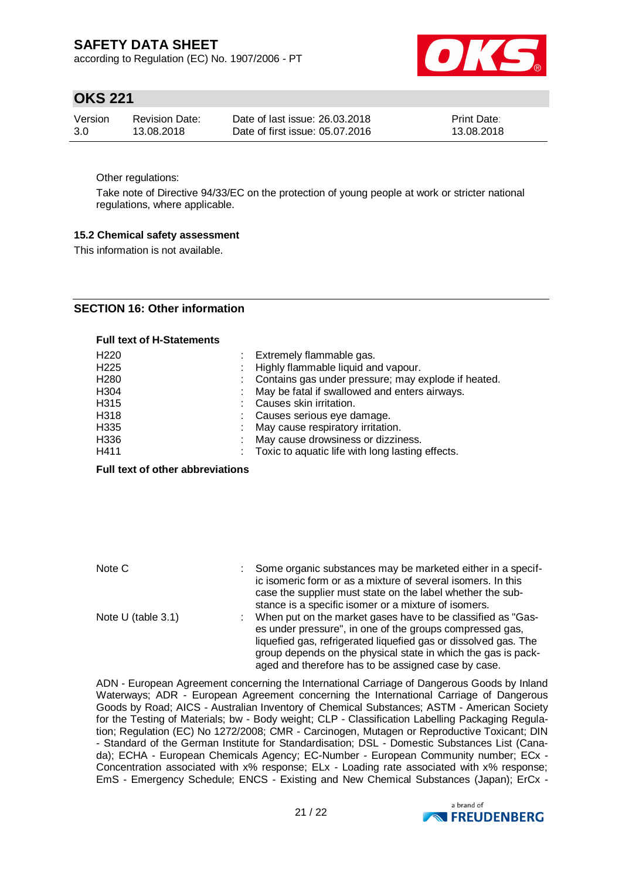Other regulations:

Take note of Directive 94/33/EC on the protection of young people at work or stricter national regulations, where applicable.

### 15.2 Chemical safety assessment

This information is not available.

## SECTION 16: Other information

**Full text of H-Statements**

| | | |
|---|---|---|
| H220 | : | Extremely flammable gas. |
| H225 | : | Highly flammable liquid and vapour. |
| H280 | : | Contains gas under pressure; may explode if heated. |
| H304 | : | May be fatal if swallowed and enters airways. |
| H315 | : | Causes skin irritation. |
| H318 | : | Causes serious eye damage. |
| H335 | : | May cause respiratory irritation. |
| H336 | : | May cause drowsiness or dizziness. |
| H411 | : | Toxic to aquatic life with long lasting effects. |

**Full text of other abbreviations**

| | | |
|---|---|---|
| Note C | : | Some organic substances may be marketed either in a specific isomeric form or as a mixture of several isomers. In this case the supplier must state on the label whether the substance is a specific isomer or a mixture of isomers. |
| Note U (table 3.1) | : | When put on the market gases have to be classified as "Gases under pressure", in one of the groups compressed gas, liquefied gas, refrigerated liquefied gas or dissolved gas. The group depends on the physical state in which the gas is packaged and therefore has to be assigned case by case. |

ADN - European Agreement concerning the International Carriage of Dangerous Goods by Inland Waterways; ADR - European Agreement concerning the International Carriage of Dangerous Goods by Road; AICS - Australian Inventory of Chemical Substances; ASTM - American Society for the Testing of Materials; bw - Body weight; CLP - Classification Labelling Packaging Regulation; Regulation (EC) No 1272/2008; CMR - Carcinogen, Mutagen or Reproductive Toxicant; DIN - Standard of the German Institute for Standardisation; DSL - Domestic Substances List (Canada); ECHA - European Chemicals Agency; EC-Number - European Community number; ECx - Concentration associated with x% response; ELx - Loading rate associated with x% response; EmS - Emergency Schedule; ENCS - Existing and New Chemical Substances (Japan); ErCx -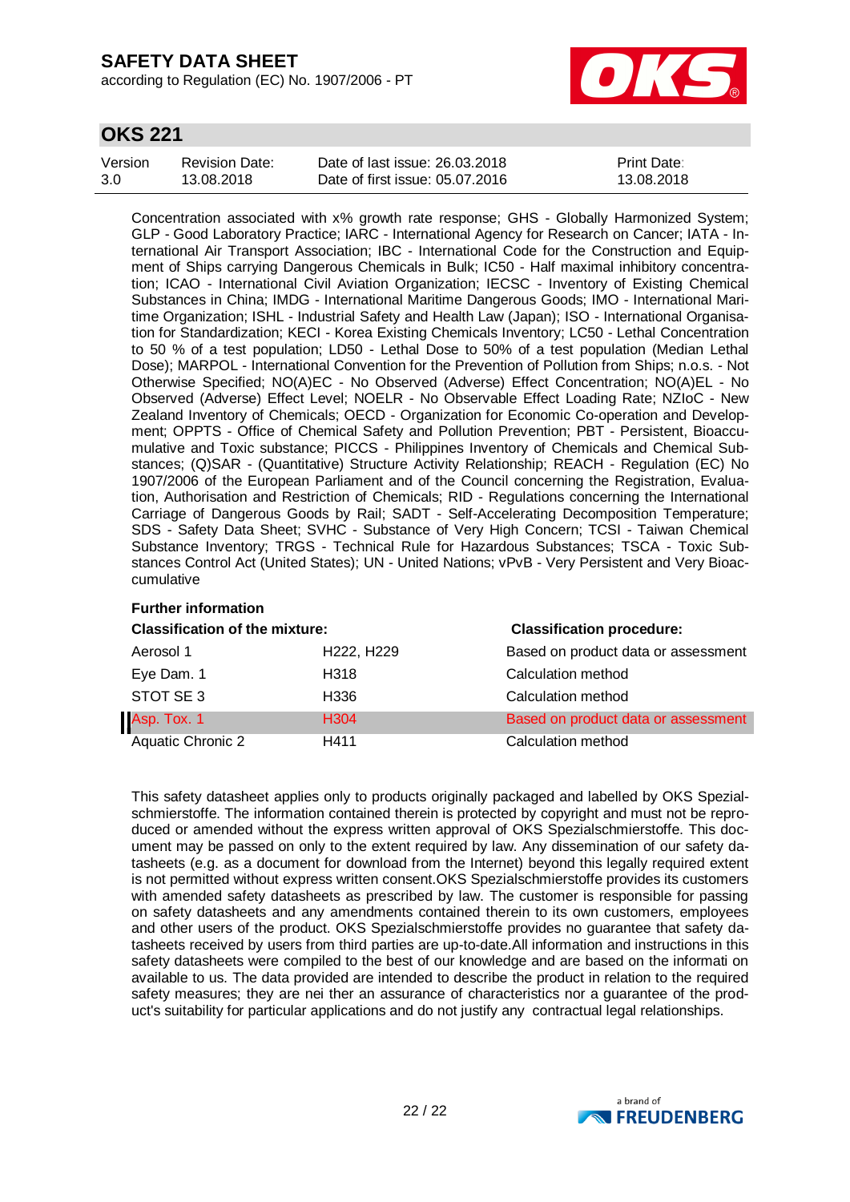Concentration associated with x% growth rate response; GHS - Globally Harmonized System; GLP - Good Laboratory Practice; IARC - International Agency for Research on Cancer; IATA - International Air Transport Association; IBC - International Code for the Construction and Equipment of Ships carrying Dangerous Chemicals in Bulk; IC50 - Half maximal inhibitory concentration; ICAO - International Civil Aviation Organization; IECSC - Inventory of Existing Chemical Substances in China; IMDG - International Maritime Dangerous Goods; IMO - International Maritime Organization; ISHL - Industrial Safety and Health Law (Japan); ISO - International Organisation for Standardization; KECI - Korea Existing Chemicals Inventory; LC50 - Lethal Concentration to 50 % of a test population; LD50 - Lethal Dose to 50% of a test population (Median Lethal Dose); MARPOL - International Convention for the Prevention of Pollution from Ships; n.o.s. - Not Otherwise Specified; NO(A)EC - No Observed (Adverse) Effect Concentration; NO(A)EL - No Observed (Adverse) Effect Level; NOELR - No Observable Effect Loading Rate; NZIoC - New Zealand Inventory of Chemicals; OECD - Organization for Economic Co-operation and Development; OPPTS - Office of Chemical Safety and Pollution Prevention; PBT - Persistent, Bioaccumulative and Toxic substance; PICCS - Philippines Inventory of Chemicals and Chemical Substances; (Q)SAR - (Quantitative) Structure Activity Relationship; REACH - Regulation (EC) No 1907/2006 of the European Parliament and of the Council concerning the Registration, Evaluation, Authorisation and Restriction of Chemicals; RID - Regulations concerning the International Carriage of Dangerous Goods by Rail; SADT - Self-Accelerating Decomposition Temperature; SDS - Safety Data Sheet; SVHC - Substance of Very High Concern; TCSI - Taiwan Chemical Substance Inventory; TRGS - Technical Rule for Hazardous Substances; TSCA - Toxic Substances Control Act (United States); UN - United Nations; vPvB - Very Persistent and Very Bioaccumulative

**Further information**

| **Classification of the mixture:** | | **Classification procedure:** |
|---|---|---|
| Aerosol 1 | H222, H229 | Based on product data or assessment |
| Eye Dam. 1 | H318 | Calculation method |
| STOT SE 3 | H336 | Calculation method |
| Asp. Tox. 1 | H304 | Based on product data or assessment |
| Aquatic Chronic 2 | H411 | Calculation method |

This safety datasheet applies only to products originally packaged and labelled by OKS Spezialschmierstoffe. The information contained therein is protected by copyright and must not be reproduced or amended without the express written approval of OKS Spezialschmierstoffe. This document may be passed on only to the extent required by law. Any dissemination of our safety datasheets (e.g. as a document for download from the Internet) beyond this legally required extent is not permitted without express written consent.OKS Spezialschmierstoffe provides its customers with amended safety datasheets as prescribed by law. The customer is responsible for passing on safety datasheets and any amendments contained therein to its own customers, employees and other users of the product. OKS Spezialschmierstoffe provides no guarantee that safety datasheets received by users from third parties are up-to-date.All information and instructions in this safety datasheets were compiled to the best of our knowledge and are based on the informati on available to us. The data provided are intended to describe the product in relation to the required safety measures; they are nei ther an assurance of characteristics nor a guarantee of the product's suitability for particular applications and do not justify any contractual legal relationships.